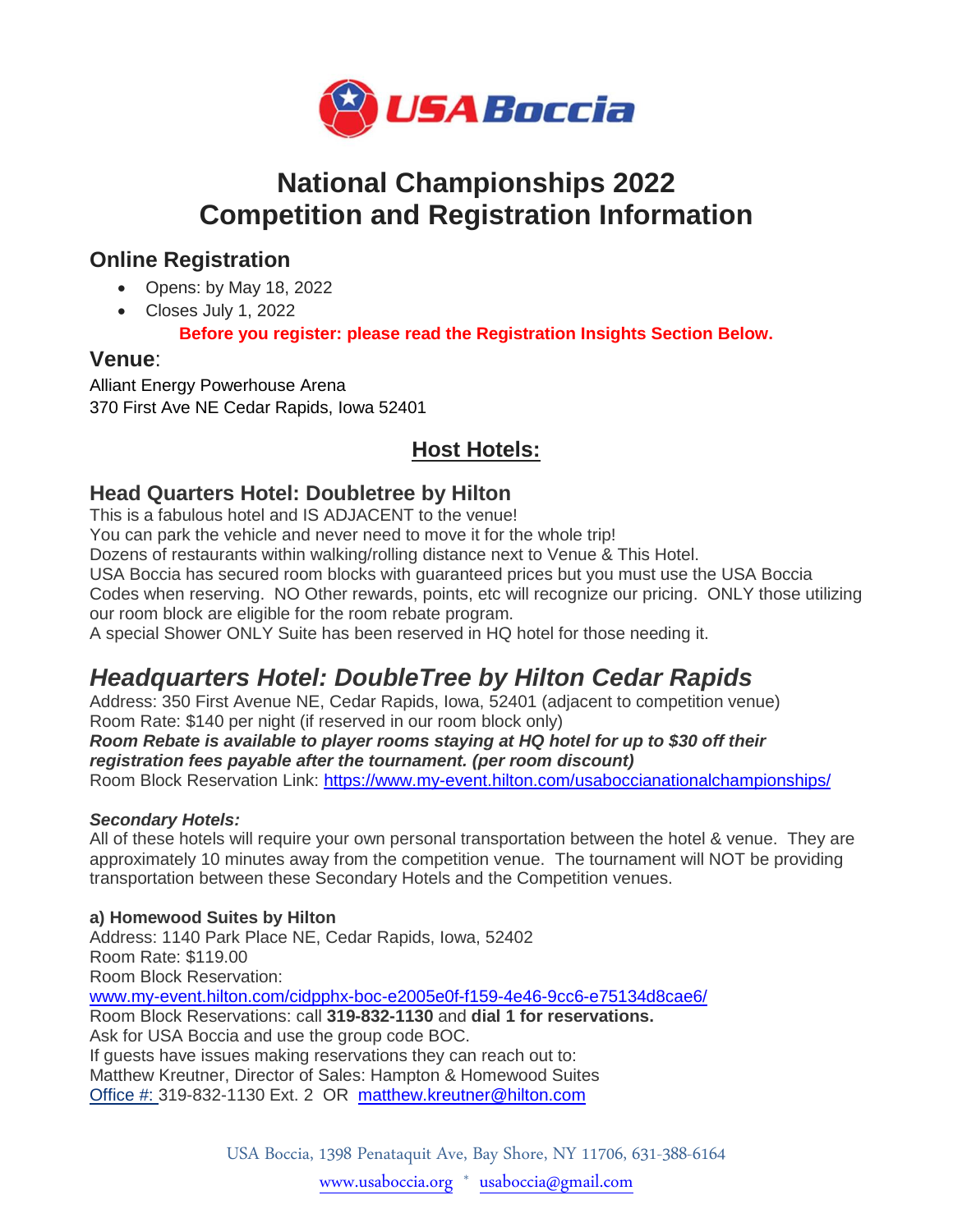# National Championships 2022
# Competition and Registration Information

## Online Registration

- Opens: by May 18, 2022
- Closes July 1, 2022

**Before you register: please read the Registration Insights Section Below.**

## Venue:

Alliant Energy Powerhouse Arena
370 First Ave NE Cedar Rapids, Iowa 52401

## Host Hotels:

### Head Quarters Hotel: Doubletree by Hilton

This is a fabulous hotel and IS ADJACENT to the venue!
You can park the vehicle and never need to move it for the whole trip!
Dozens of restaurants within walking/rolling distance next to Venue & This Hotel.
USA Boccia has secured room blocks with guaranteed prices but you must use the USA Boccia Codes when reserving. NO Other rewards, points, etc will recognize our pricing. ONLY those utilizing our room block are eligible for the room rebate program.
A special Shower ONLY Suite has been reserved in HQ hotel for those needing it.

## *Headquarters Hotel: DoubleTree by Hilton Cedar Rapids*

Address: 350 First Avenue NE, Cedar Rapids, Iowa, 52401 (adjacent to competition venue)
Room Rate: $140 per night (if reserved in our room block only)
***Room Rebate is available to player rooms staying at HQ hotel for up to $30 off their registration fees payable after the tournament. (per room discount)***
Room Block Reservation Link: https://www.my-event.hilton.com/usabocciananationalchampionships/

***Secondary Hotels:***

All of these hotels will require your own personal transportation between the hotel & venue. They are approximately 10 minutes away from the competition venue. The tournament will NOT be providing transportation between these Secondary Hotels and the Competition venues.

**a) Homewood Suites by Hilton**
Address: 1140 Park Place NE, Cedar Rapids, Iowa, 52402
Room Rate: $119.00
Room Block Reservation:
www.my-event.hilton.com/cidpphx-boc-e2005e0f-f159-4e46-9cc6-e75134d8cae6/
Room Block Reservations: call **319-832-1130** and **dial 1 for reservations.**
Ask for USA Boccia and use the group code BOC.
If guests have issues making reservations they can reach out to:
Matthew Kreutner, Director of Sales: Hampton & Homewood Suites
Office #: 319-832-1130 Ext. 2 OR matthew.kreutner@hilton.com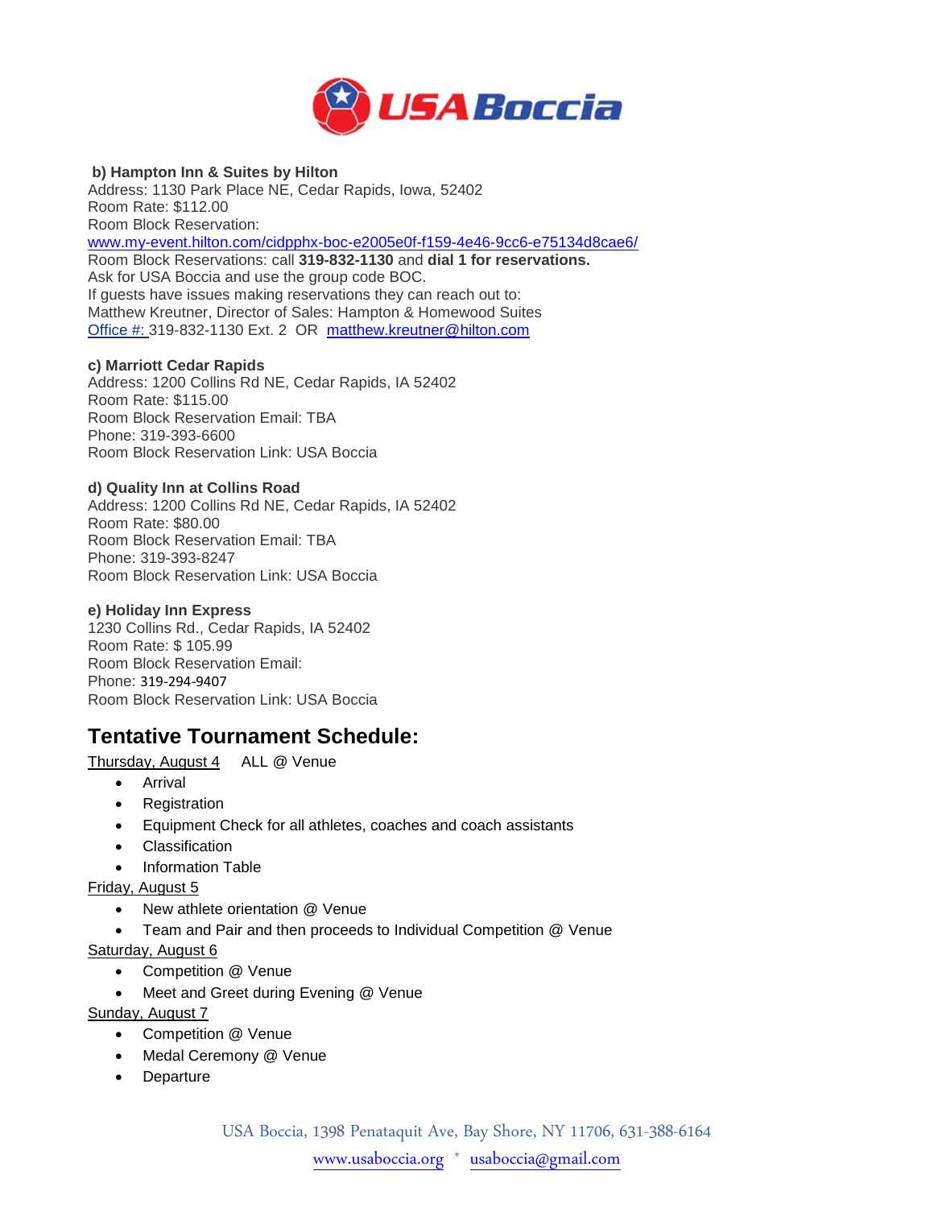**b) Hampton Inn & Suites by Hilton**
Address: 1130 Park Place NE, Cedar Rapids, Iowa, 52402
Room Rate: $112.00
Room Block Reservation:
[www.my-event.hilton.com/cidpphx-boc-e2005e0f-f159-4e46-9cc6-e75134d8cae6/](www.my-event.hilton.com/cidpphx-boc-e2005e0f-f159-4e46-9cc6-e75134d8cae6/)
Room Block Reservations: call **319-832-1130** and **dial 1 for reservations.**
Ask for USA Boccia and use the group code BOC.
If guests have issues making reservations they can reach out to:
Matthew Kreutner, Director of Sales: Hampton & Homewood Suites
Office #: 319-832-1130 Ext. 2 OR matthew.kreutner@hilton.com

**c) Marriott Cedar Rapids**
Address: 1200 Collins Rd NE, Cedar Rapids, IA 52402
Room Rate: $115.00
Room Block Reservation Email: TBA
Phone: 319-393-6600
Room Block Reservation Link: USA Boccia

**d) Quality Inn at Collins Road**
Address: 1200 Collins Rd NE, Cedar Rapids, IA 52402
Room Rate: $80.00
Room Block Reservation Email: TBA
Phone: 319-393-8247
Room Block Reservation Link: USA Boccia

**e) Holiday Inn Express**
1230 Collins Rd., Cedar Rapids, IA 52402
Room Rate: $ 105.99
Room Block Reservation Email:
Phone: 319-294-9407
Room Block Reservation Link: USA Boccia

## Tentative Tournament Schedule:

Thursday, August 4 ALL @ Venue

- Arrival
- Registration
- Equipment Check for all athletes, coaches and coach assistants
- Classification
- Information Table

Friday, August 5

- New athlete orientation @ Venue
- Team and Pair and then proceeds to Individual Competition @ Venue

Saturday, August 6

- Competition @ Venue
- Meet and Greet during Evening @ Venue

Sunday, August 7

- Competition @ Venue
- Medal Ceremony @ Venue
- Departure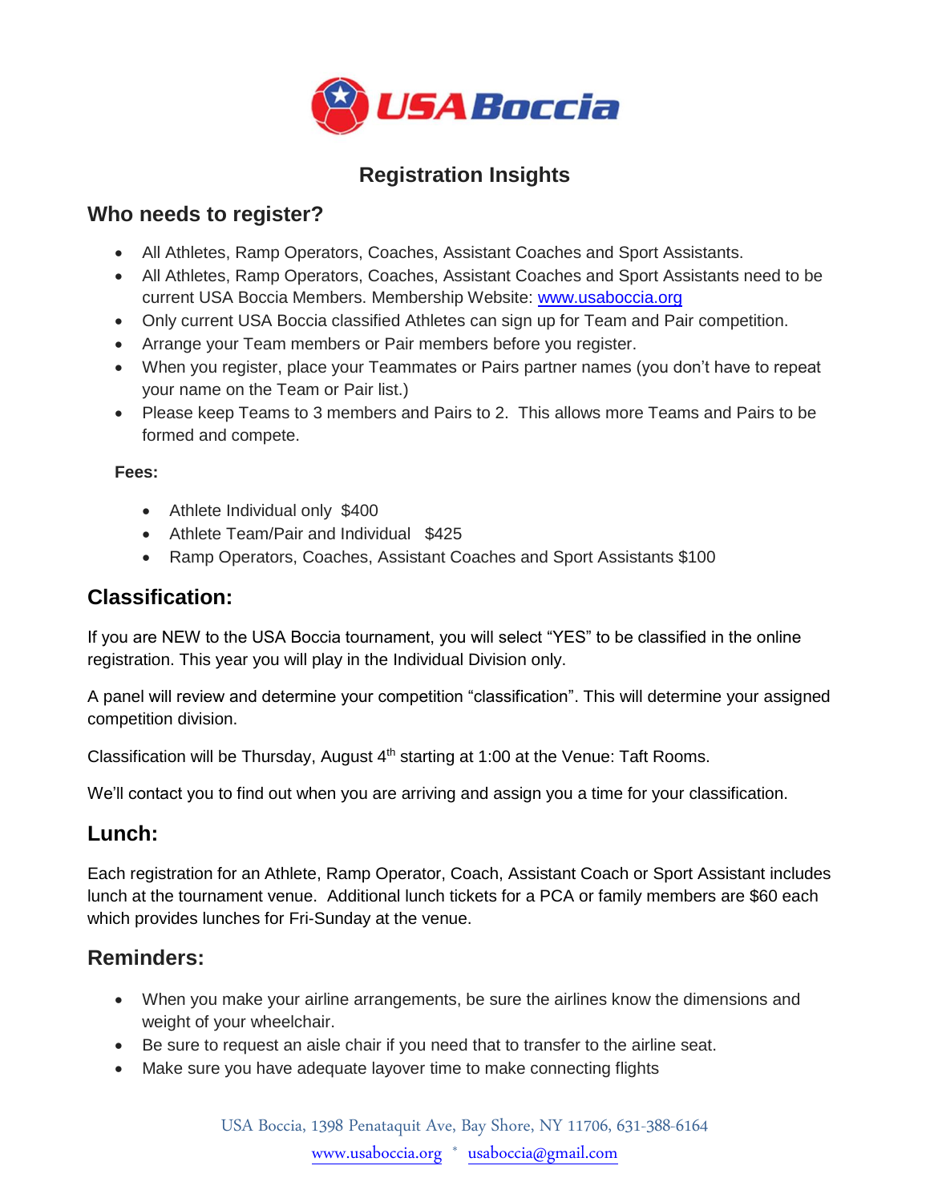# Registration Insights

## Who needs to register?

- All Athletes, Ramp Operators, Coaches, Assistant Coaches and Sport Assistants.
- All Athletes, Ramp Operators, Coaches, Assistant Coaches and Sport Assistants need to be current USA Boccia Members. Membership Website: www.usaboccia.org
- Only current USA Boccia classified Athletes can sign up for Team and Pair competition.
- Arrange your Team members or Pair members before you register.
- When you register, place your Teammates or Pairs partner names (you don't have to repeat your name on the Team or Pair list.)
- Please keep Teams to 3 members and Pairs to 2. This allows more Teams and Pairs to be formed and compete.

**Fees:**

- Athlete Individual only $400
- Athlete Team/Pair and Individual $425
- Ramp Operators, Coaches, Assistant Coaches and Sport Assistants $100

## Classification:

If you are NEW to the USA Boccia tournament, you will select "YES" to be classified in the online registration. This year you will play in the Individual Division only.

A panel will review and determine your competition "classification". This will determine your assigned competition division.

Classification will be Thursday, August 4th starting at 1:00 at the Venue: Taft Rooms.

We'll contact you to find out when you are arriving and assign you a time for your classification.

## Lunch:

Each registration for an Athlete, Ramp Operator, Coach, Assistant Coach or Sport Assistant includes lunch at the tournament venue. Additional lunch tickets for a PCA or family members are $60 each which provides lunches for Fri-Sunday at the venue.

## Reminders:

- When you make your airline arrangements, be sure the airlines know the dimensions and weight of your wheelchair.
- Be sure to request an aisle chair if you need that to transfer to the airline seat.
- Make sure you have adequate layover time to make connecting flights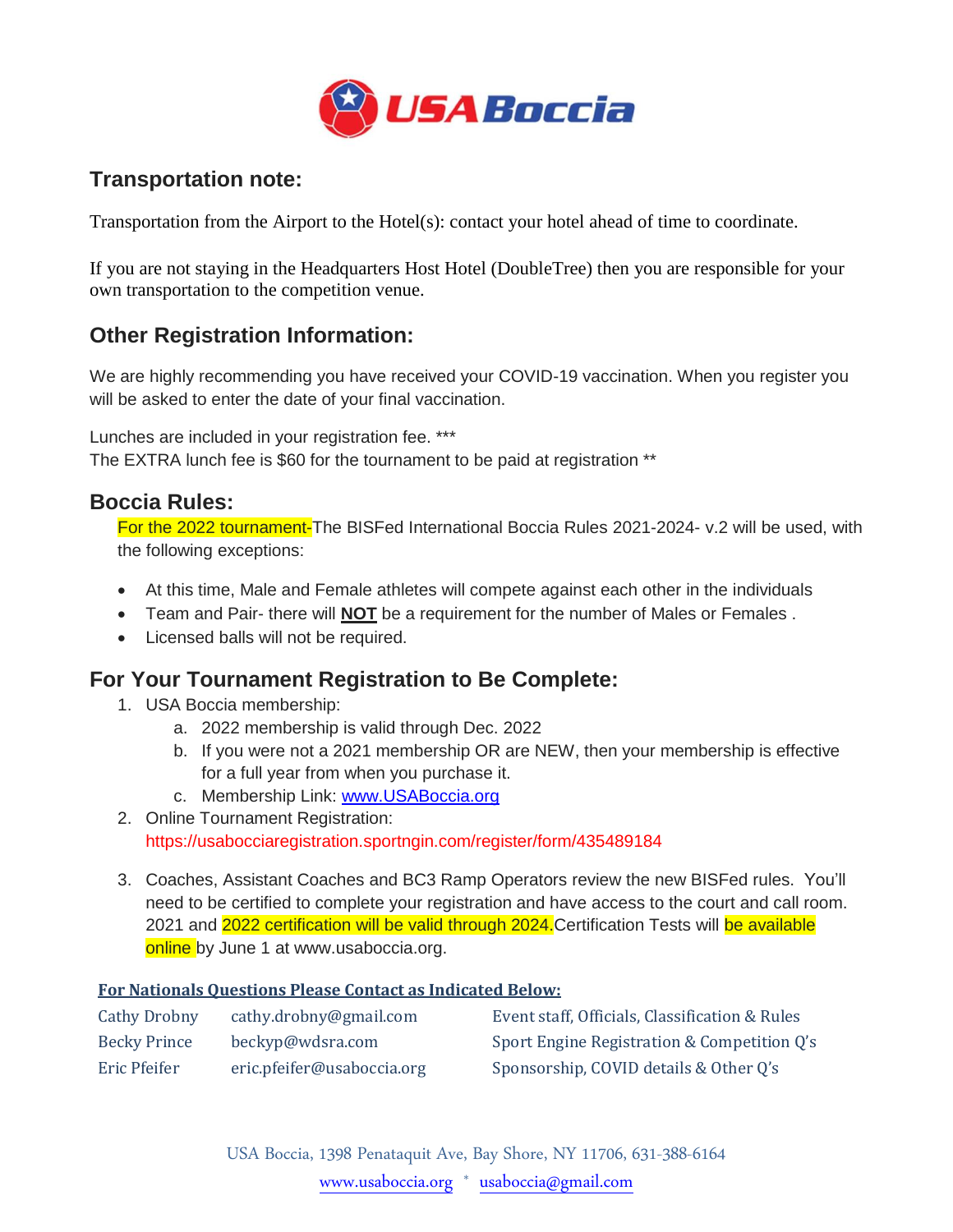## Transportation note:

Transportation from the Airport to the Hotel(s): contact your hotel ahead of time to coordinate.

If you are not staying in the Headquarters Host Hotel (DoubleTree) then you are responsible for your own transportation to the competition venue.

## Other Registration Information:

We are highly recommending you have received your COVID-19 vaccination. When you register you will be asked to enter the date of your final vaccination.

Lunches are included in your registration fee. ***
The EXTRA lunch fee is $60 for the tournament to be paid at registration **

## Boccia Rules:

For the 2022 tournament-The BISFed International Boccia Rules 2021-2024- v.2 will be used, with the following exceptions:

- At this time, Male and Female athletes will compete against each other in the individuals
- Team and Pair- there will **NOT** be a requirement for the number of Males or Females .
- Licensed balls will not be required.

## For Your Tournament Registration to Be Complete:

1. USA Boccia membership:
   a. 2022 membership is valid through Dec. 2022
   b. If you were not a 2021 membership OR are NEW, then your membership is effective for a full year from when you purchase it.
   c. Membership Link: www.USABoccia.org
2. Online Tournament Registration: https://usabocciaregistration.sportngin.com/register/form/435489184
3. Coaches, Assistant Coaches and BC3 Ramp Operators review the new BISFed rules. You'll need to be certified to complete your registration and have access to the court and call room. 2021 and 2022 certification will be valid through 2024.Certification Tests will be available online by June 1 at www.usaboccia.org.

**For Nationals Questions Please Contact as Indicated Below:**

| | | |
|---|---|---|
| Cathy Drobny | cathy.drobny@gmail.com | Event staff, Officials, Classification & Rules |
| Becky Prince | beckyp@wdsra.com | Sport Engine Registration & Competition Q's |
| Eric Pfeifer | eric.pfeifer@usaboccia.org | Sponsorship, COVID details & Other Q's |